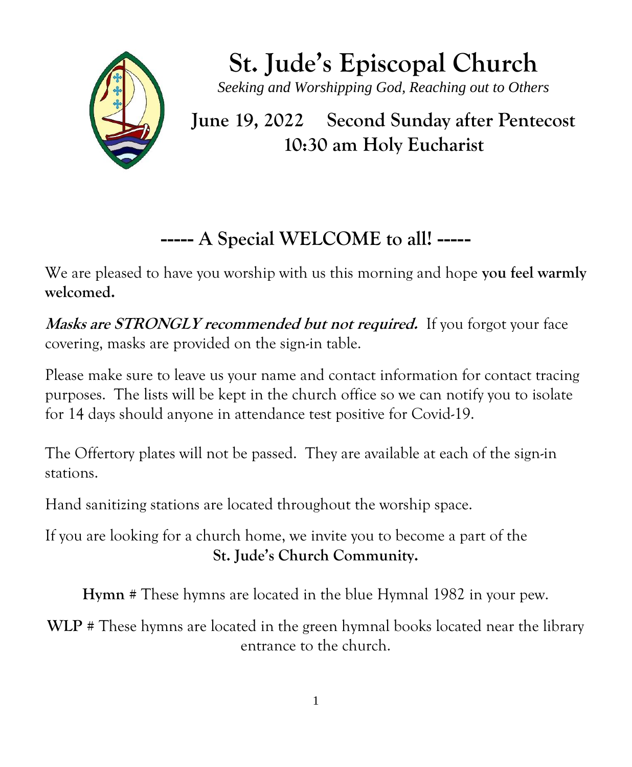# St. Jude's Episcopal Church

*Seeking and Worshipping God, Reaching out to Others*

## June 19, 2022 Second Sunday after Pentecost
## 10:30 am Holy Eucharist

## ----- A Special WELCOME to all! -----

We are pleased to have you worship with us this morning and hope **you feel warmly welcomed.**

***Masks are STRONGLY recommended but not required.*** If you forgot your face covering, masks are provided on the sign-in table.

Please make sure to leave us your name and contact information for contact tracing purposes. The lists will be kept in the church office so we can notify you to isolate for 14 days should anyone in attendance test positive for Covid-19.

The Offertory plates will not be passed. They are available at each of the sign-in stations.

Hand sanitizing stations are located throughout the worship space.

If you are looking for a church home, we invite you to become a part of the **St. Jude's Church Community.**

**Hymn** # These hymns are located in the blue Hymnal 1982 in your pew.

**WLP** # These hymns are located in the green hymnal books located near the library entrance to the church.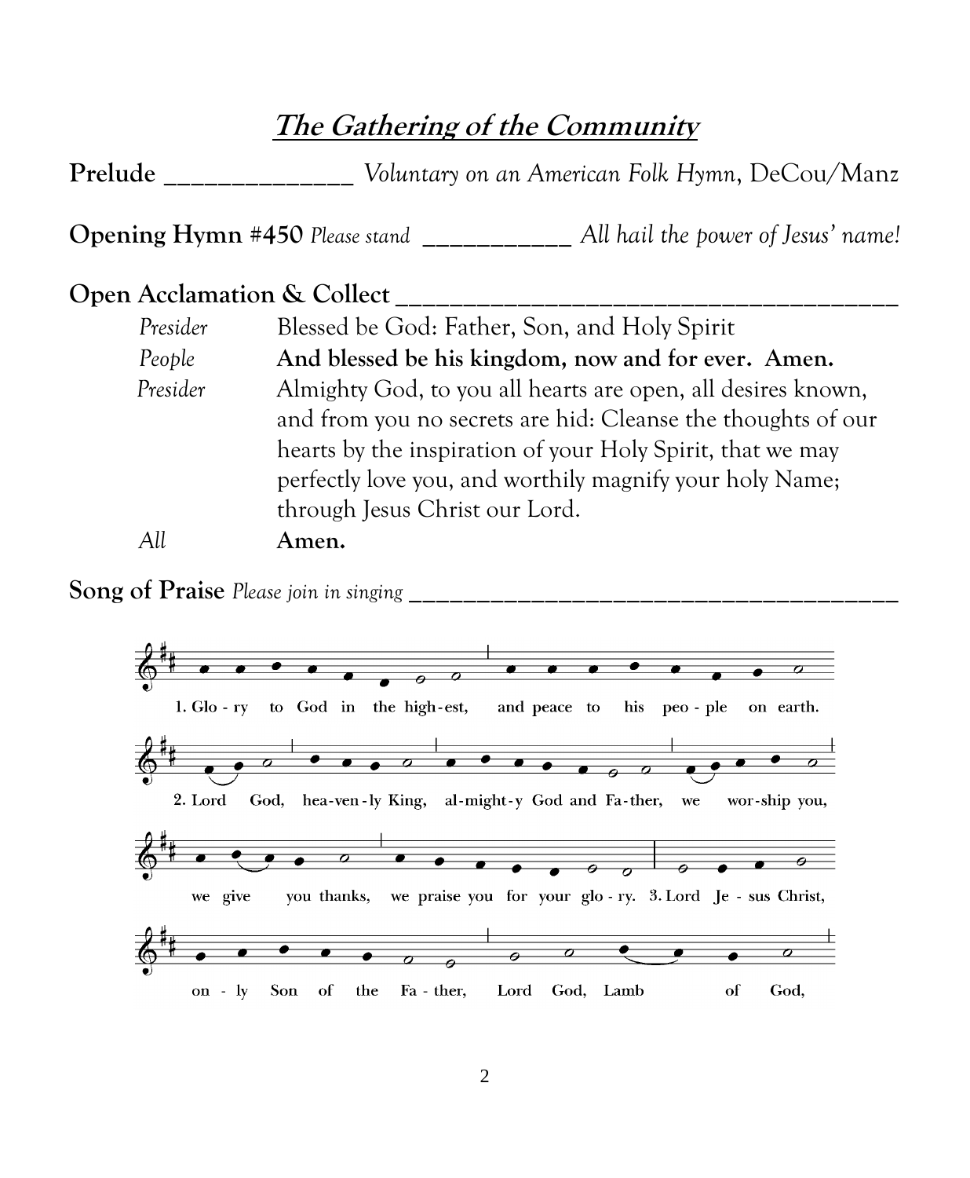## *The Gathering of the Community*

**Prelude** ______________ *Voluntary on an American Folk Hymn*, DeCou/Manz

**Opening Hymn #450** *Please stand* ___________ *All hail the power of Jesus' name!*

**Open Acclamation & Collect** ________________________________________

*Presider* Blessed be God: Father, Son, and Holy Spirit

*People* **And blessed be his kingdom, now and for ever. Amen.**

*Presider* Almighty God, to you all hearts are open, all desires known, and from you no secrets are hid: Cleanse the thoughts of our hearts by the inspiration of your Holy Spirit, that we may perfectly love you, and worthily magnify your holy Name; through Jesus Christ our Lord.

*All* **Amen.**

**Song of Praise** *Please join in singing* ________________________________________

1. Glo - ry to God in the high-est, and peace to his peo - ple on earth.

2. Lord God, hea-ven - ly King, al-might-y God and Fa-ther, we wor-ship you, we give you thanks, we praise you for your glo - ry.

3. Lord Je - sus Christ, on - ly Son of the Fa - ther, Lord God, Lamb of God,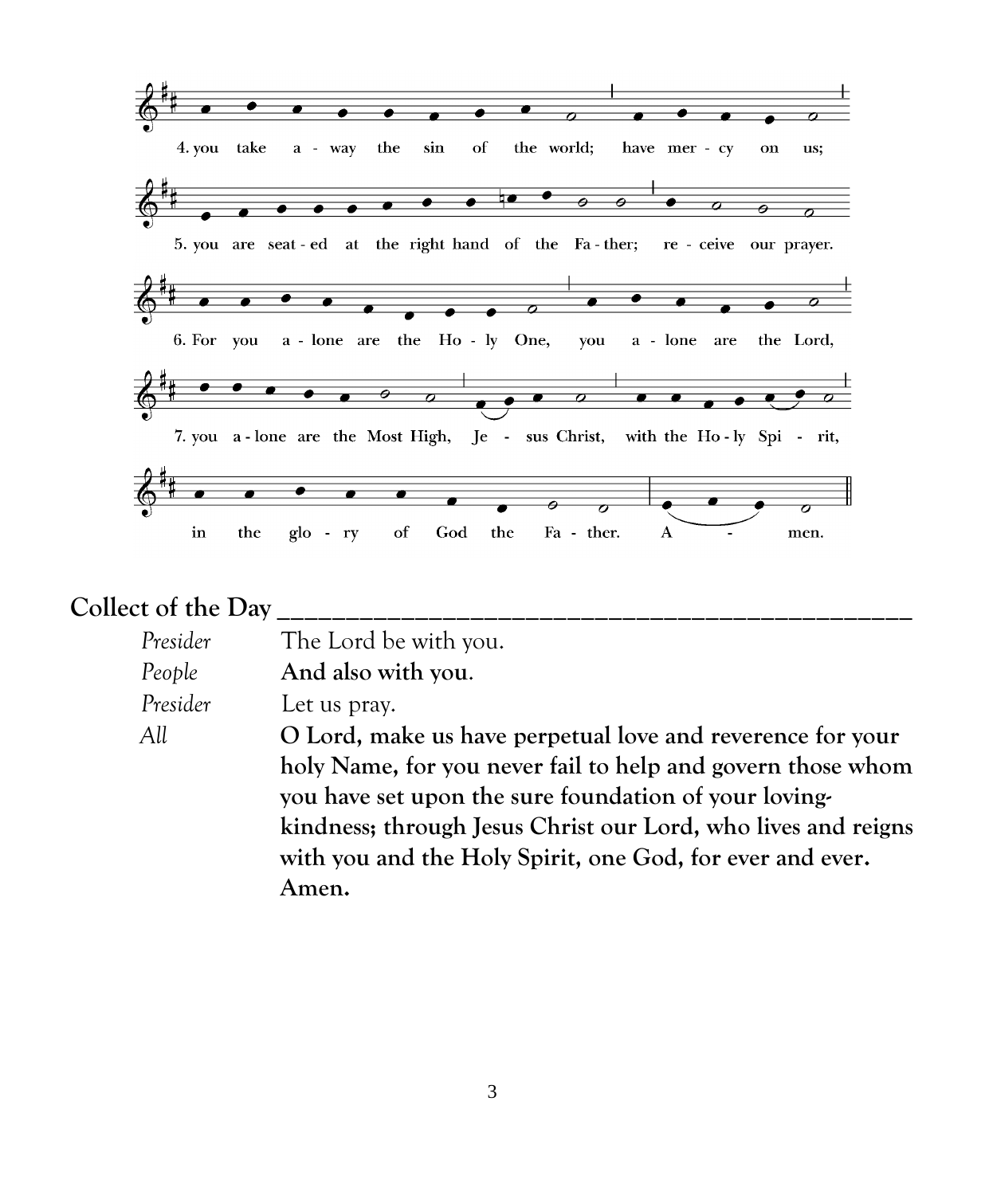4. you take a - way the sin of the world; have mer - cy on us;

5. you are seat - ed at the right hand of the Fa - ther; re - ceive our prayer.

6. For you a - lone are the Ho - ly One, you a - lone are the Lord,

7. you a - lone are the Most High, Je - sus Christ, with the Ho - ly Spi - rit,

in the glo - ry of God the Fa - ther. A - men.

## Collect of the Day

*Presider* The Lord be with you.

*People* **And also with you.**

*Presider* Let us pray.

*All* **O Lord, make us have perpetual love and reverence for your holy Name, for you never fail to help and govern those whom you have set upon the sure foundation of your loving-kindness; through Jesus Christ our Lord, who lives and reigns with you and the Holy Spirit, one God, for ever and ever. Amen.**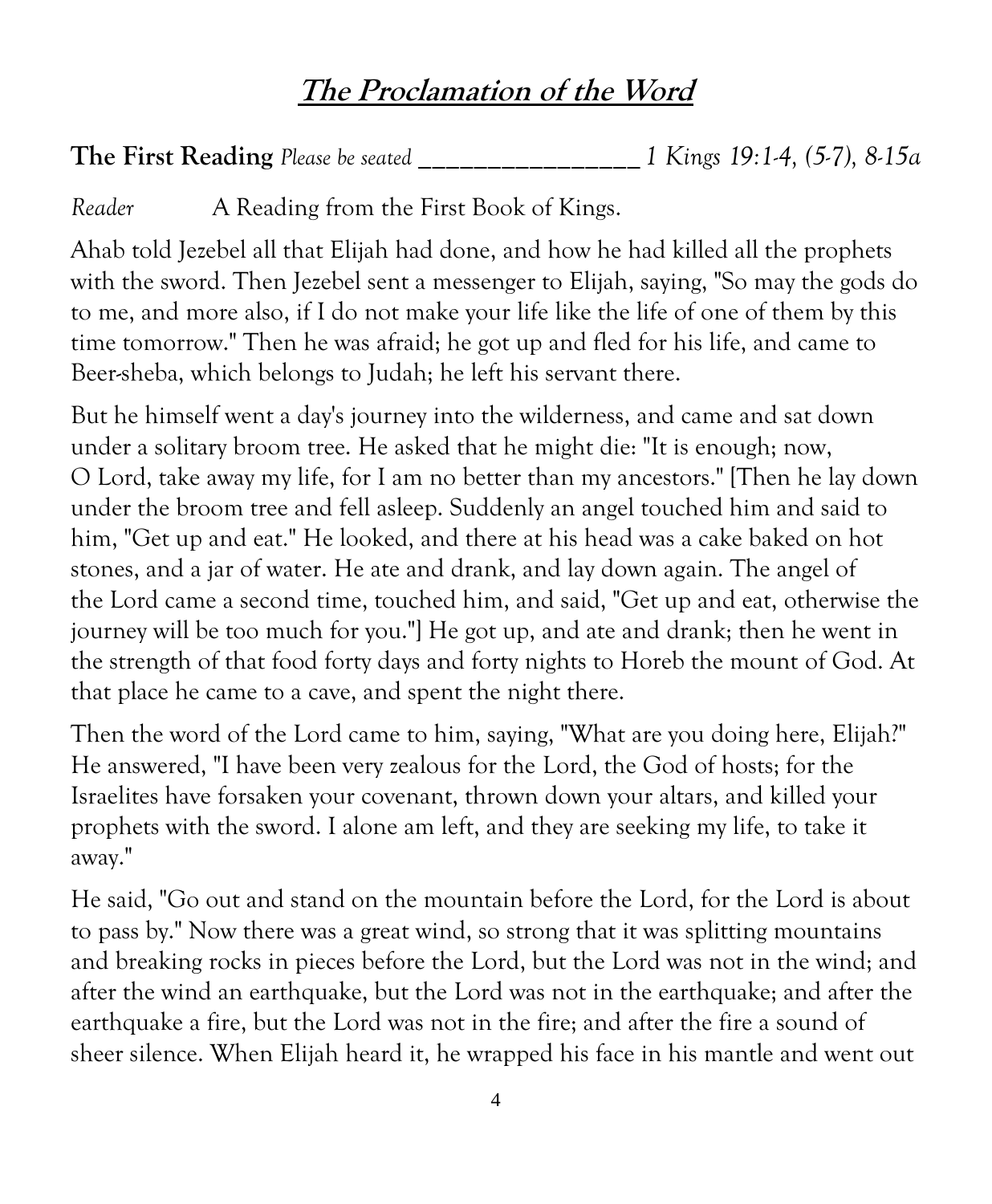# ***The Proclamation of the Word***

**The First Reading** *Please be seated* \_\_\_\_\_\_\_\_\_\_\_\_\_\_\_\_\_ *1 Kings 19:1-4, (5-7), 8-15a*

*Reader* A Reading from the First Book of Kings.

Ahab told Jezebel all that Elijah had done, and how he had killed all the prophets with the sword. Then Jezebel sent a messenger to Elijah, saying, "So may the gods do to me, and more also, if I do not make your life like the life of one of them by this time tomorrow." Then he was afraid; he got up and fled for his life, and came to Beer-sheba, which belongs to Judah; he left his servant there.

But he himself went a day's journey into the wilderness, and came and sat down under a solitary broom tree. He asked that he might die: "It is enough; now, O Lord, take away my life, for I am no better than my ancestors." [Then he lay down under the broom tree and fell asleep. Suddenly an angel touched him and said to him, "Get up and eat." He looked, and there at his head was a cake baked on hot stones, and a jar of water. He ate and drank, and lay down again. The angel of the Lord came a second time, touched him, and said, "Get up and eat, otherwise the journey will be too much for you."] He got up, and ate and drank; then he went in the strength of that food forty days and forty nights to Horeb the mount of God. At that place he came to a cave, and spent the night there.

Then the word of the Lord came to him, saying, "What are you doing here, Elijah?" He answered, "I have been very zealous for the Lord, the God of hosts; for the Israelites have forsaken your covenant, thrown down your altars, and killed your prophets with the sword. I alone am left, and they are seeking my life, to take it away."

He said, "Go out and stand on the mountain before the Lord, for the Lord is about to pass by." Now there was a great wind, so strong that it was splitting mountains and breaking rocks in pieces before the Lord, but the Lord was not in the wind; and after the wind an earthquake, but the Lord was not in the earthquake; and after the earthquake a fire, but the Lord was not in the fire; and after the fire a sound of sheer silence. When Elijah heard it, he wrapped his face in his mantle and went out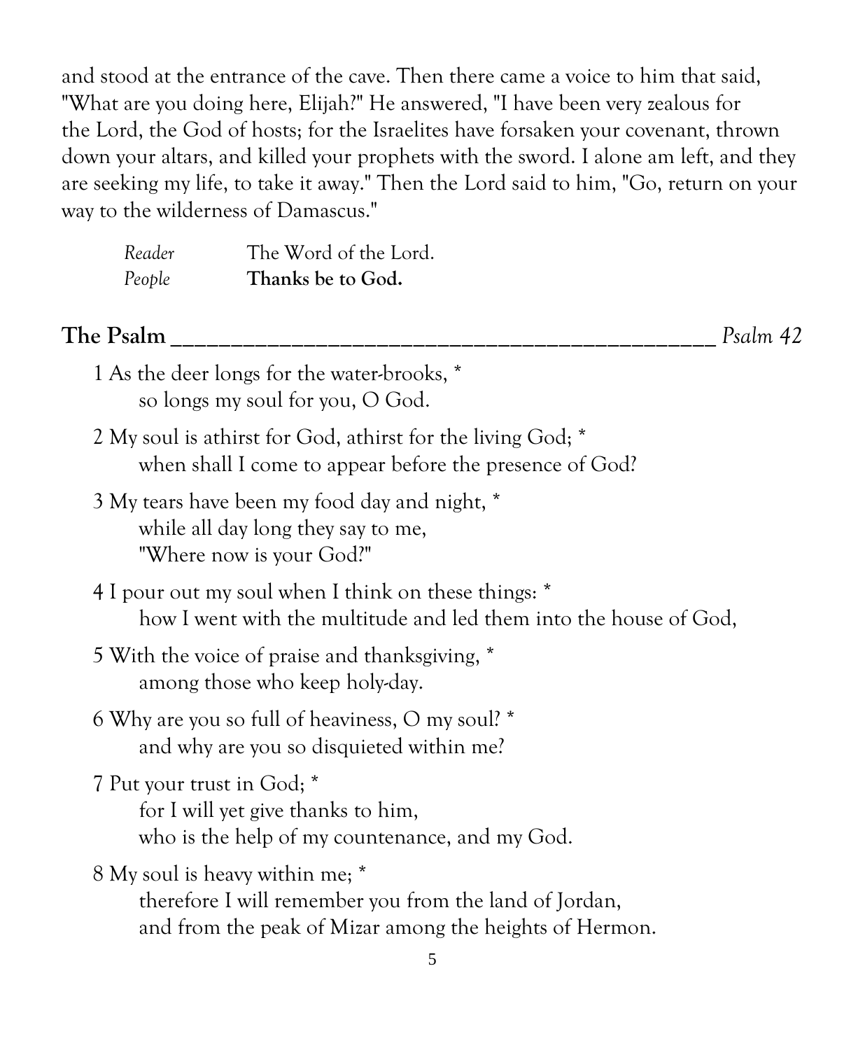and stood at the entrance of the cave. Then there came a voice to him that said, "What are you doing here, Elijah?" He answered, "I have been very zealous for the Lord, the God of hosts; for the Israelites have forsaken your covenant, thrown down your altars, and killed your prophets with the sword. I alone am left, and they are seeking my life, to take it away." Then the Lord said to him, "Go, return on your way to the wilderness of Damascus."

*Reader* The Word of the Lord.
*People* **Thanks be to God.**

## The Psalm _____________________________________________ *Psalm 42*

1 As the deer longs for the water-brooks, *
so longs my soul for you, O God.

2 My soul is athirst for God, athirst for the living God; *
when shall I come to appear before the presence of God?

3 My tears have been my food day and night, *
while all day long they say to me,
"Where now is your God?"

4 I pour out my soul when I think on these things: *
how I went with the multitude and led them into the house of God,

5 With the voice of praise and thanksgiving, *
among those who keep holy-day.

6 Why are you so full of heaviness, O my soul? *
and why are you so disquieted within me?

7 Put your trust in God; *
for I will yet give thanks to him,
who is the help of my countenance, and my God.

8 My soul is heavy within me; *
therefore I will remember you from the land of Jordan,
and from the peak of Mizar among the heights of Hermon.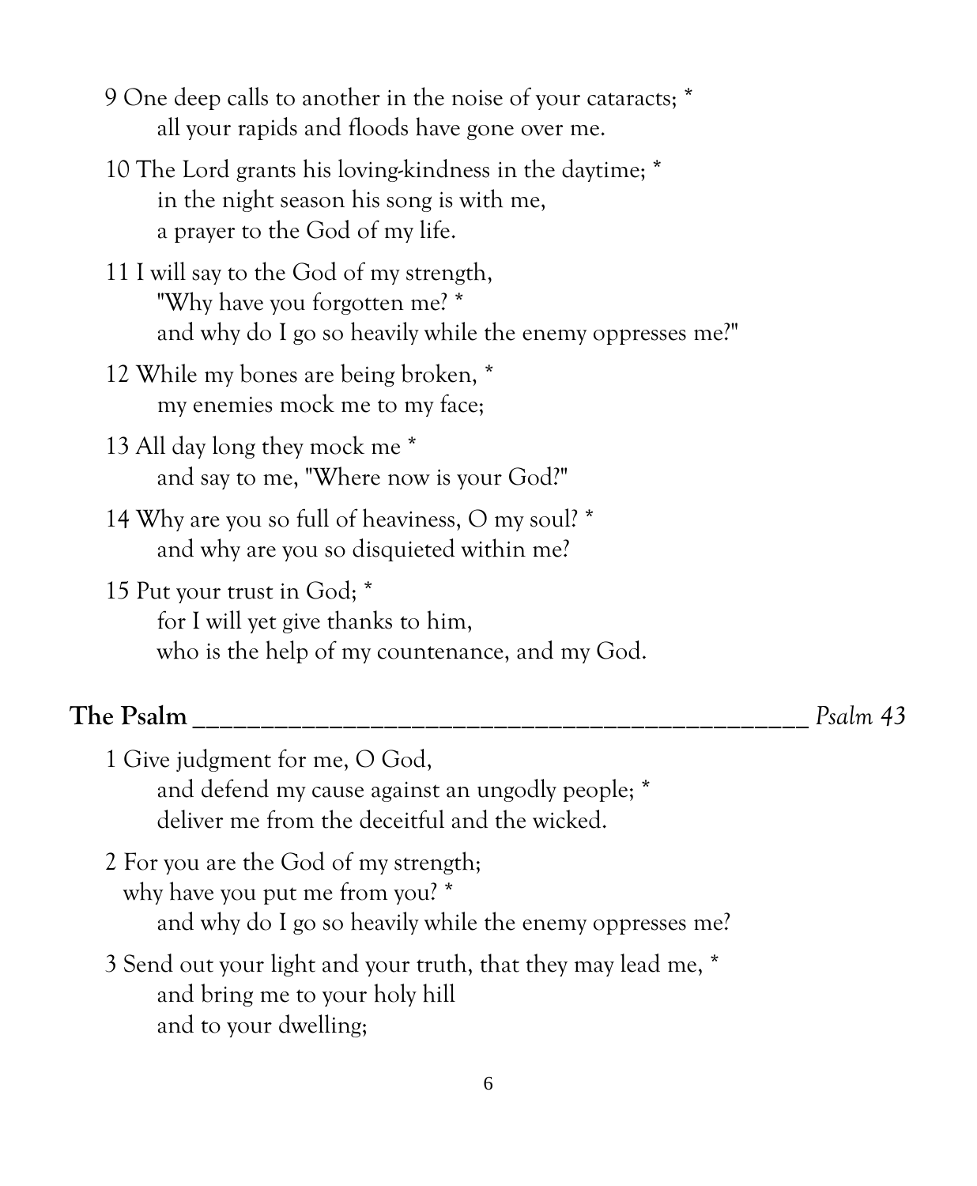9 One deep calls to another in the noise of your cataracts; *
all your rapids and floods have gone over me.

10 The Lord grants his loving-kindness in the daytime; *
in the night season his song is with me,
a prayer to the God of my life.

11 I will say to the God of my strength,
"Why have you forgotten me? *
and why do I go so heavily while the enemy oppresses me?"

12 While my bones are being broken, *
my enemies mock me to my face;

13 All day long they mock me *
and say to me, "Where now is your God?"

14 Why are you so full of heaviness, O my soul? *
and why are you so disquieted within me?

15 Put your trust in God; *
for I will yet give thanks to him,
who is the help of my countenance, and my God.

**The Psalm** _____________________________________________ *Psalm 43*

1 Give judgment for me, O God,
and defend my cause against an ungodly people; *
deliver me from the deceitful and the wicked.

2 For you are the God of my strength;
why have you put me from you? *
and why do I go so heavily while the enemy oppresses me?

3 Send out your light and your truth, that they may lead me, *
and bring me to your holy hill
and to your dwelling;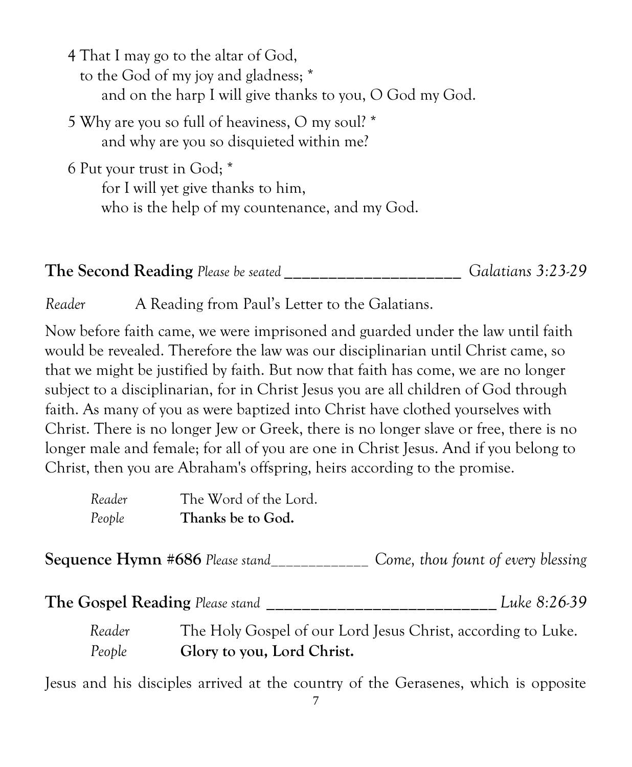4 That I may go to the altar of God,
  to the God of my joy and gladness; *
    and on the harp I will give thanks to you, O God my God.

5 Why are you so full of heaviness, O my soul? *
    and why are you so disquieted within me?

6 Put your trust in God; *
    for I will yet give thanks to him,
    who is the help of my countenance, and my God.

**The Second Reading** *Please be seated* ______________________ *Galatians 3:23-29*

*Reader* A Reading from Paul's Letter to the Galatians.

Now before faith came, we were imprisoned and guarded under the law until faith would be revealed. Therefore the law was our disciplinarian until Christ came, so that we might be justified by faith. But now that faith has come, we are no longer subject to a disciplinarian, for in Christ Jesus you are all children of God through faith. As many of you as were baptized into Christ have clothed yourselves with Christ. There is no longer Jew or Greek, there is no longer slave or free, there is no longer male and female; for all of you are one in Christ Jesus. And if you belong to Christ, then you are Abraham's offspring, heirs according to the promise.

*Reader* The Word of the Lord.
*People* **Thanks be to God.**

**Sequence Hymn #686** *Please stand*_____________ *Come, thou fount of every blessing*

**The Gospel Reading** *Please stand* ____________________________ *Luke 8:26-39*

*Reader* The Holy Gospel of our Lord Jesus Christ, according to Luke.
*People* **Glory to you, Lord Christ.**

Jesus and his disciples arrived at the country of the Gerasenes, which is opposite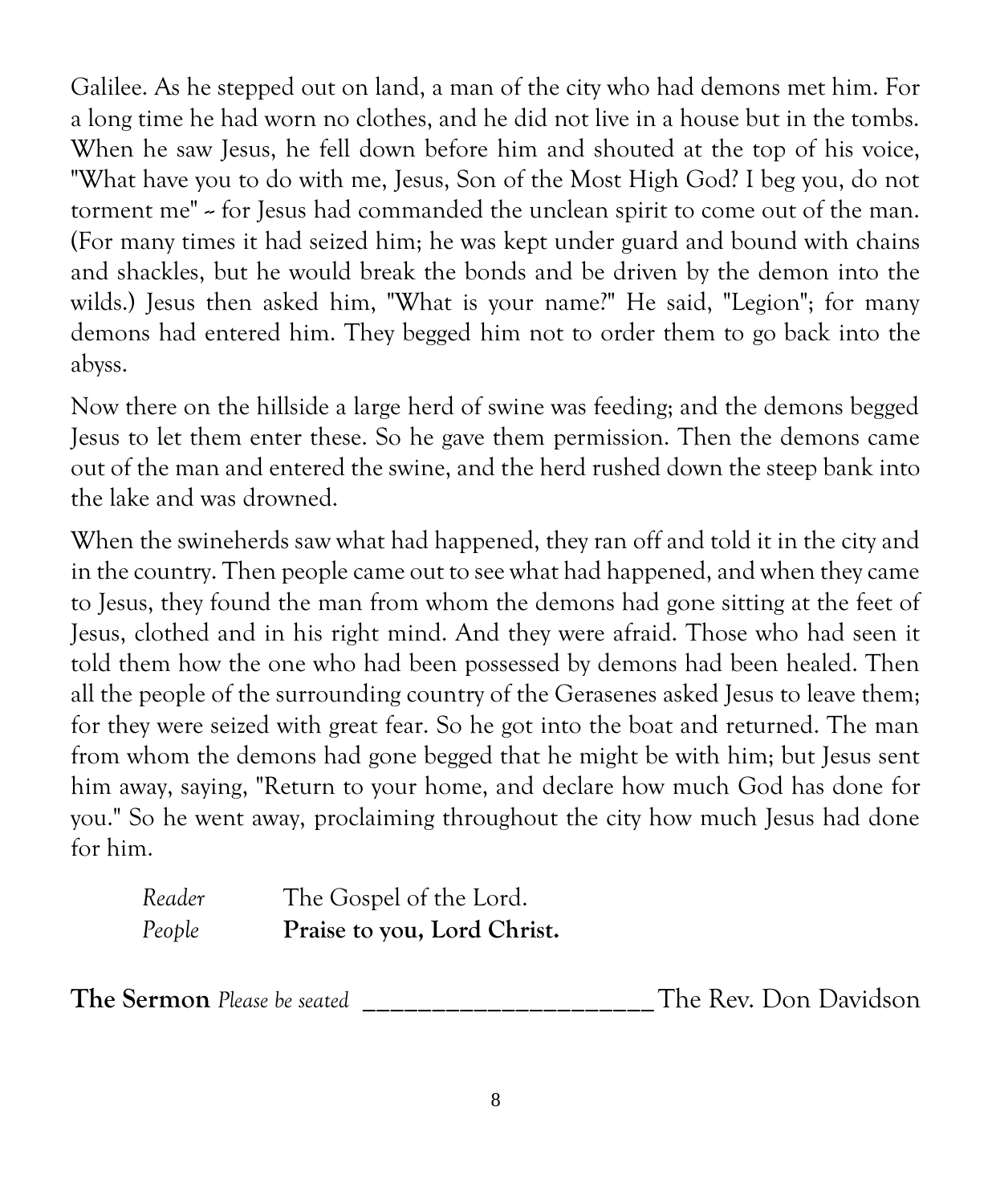Galilee. As he stepped out on land, a man of the city who had demons met him. For a long time he had worn no clothes, and he did not live in a house but in the tombs. When he saw Jesus, he fell down before him and shouted at the top of his voice, "What have you to do with me, Jesus, Son of the Most High God? I beg you, do not torment me" -- for Jesus had commanded the unclean spirit to come out of the man. (For many times it had seized him; he was kept under guard and bound with chains and shackles, but he would break the bonds and be driven by the demon into the wilds.) Jesus then asked him, "What is your name?" He said, "Legion"; for many demons had entered him. They begged him not to order them to go back into the abyss.

Now there on the hillside a large herd of swine was feeding; and the demons begged Jesus to let them enter these. So he gave them permission. Then the demons came out of the man and entered the swine, and the herd rushed down the steep bank into the lake and was drowned.

When the swineherds saw what had happened, they ran off and told it in the city and in the country. Then people came out to see what had happened, and when they came to Jesus, they found the man from whom the demons had gone sitting at the feet of Jesus, clothed and in his right mind. And they were afraid. Those who had seen it told them how the one who had been possessed by demons had been healed. Then all the people of the surrounding country of the Gerasenes asked Jesus to leave them; for they were seized with great fear. So he got into the boat and returned. The man from whom the demons had gone begged that he might be with him; but Jesus sent him away, saying, "Return to your home, and declare how much God has done for you." So he went away, proclaiming throughout the city how much Jesus had done for him.

*Reader* The Gospel of the Lord.
*People* **Praise to you, Lord Christ.**

**The Sermon** *Please be seated* ______________________ The Rev. Don Davidson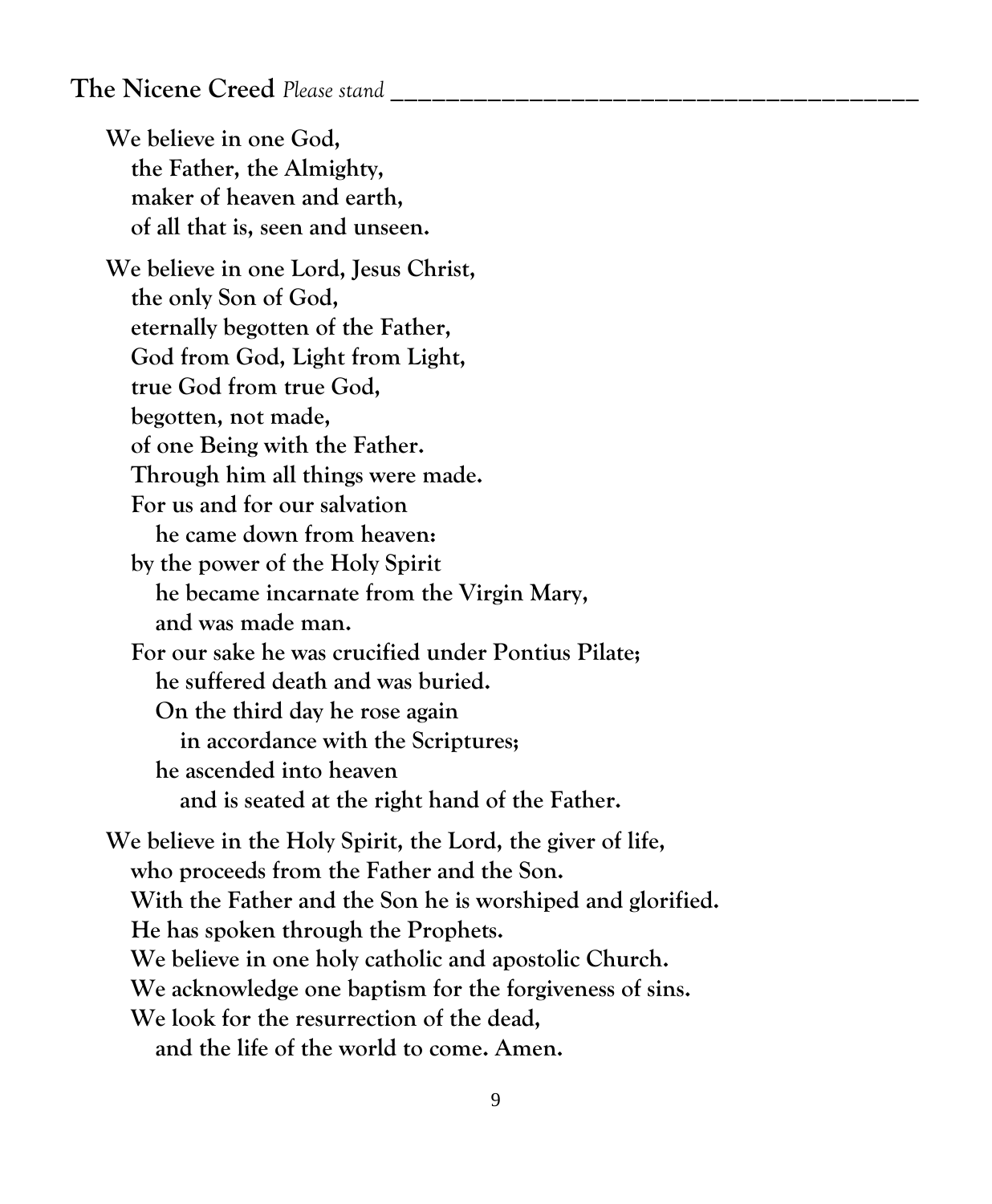## The Nicene Creed *Please stand*

**We believe in one God,**
**the Father, the Almighty,**
**maker of heaven and earth,**
**of all that is, seen and unseen.**

**We believe in one Lord, Jesus Christ,**
**the only Son of God,**
**eternally begotten of the Father,**
**God from God, Light from Light,**
**true God from true God,**
**begotten, not made,**
**of one Being with the Father.**
**Through him all things were made.**
**For us and for our salvation**
**he came down from heaven:**
**by the power of the Holy Spirit**
**he became incarnate from the Virgin Mary,**
**and was made man.**
**For our sake he was crucified under Pontius Pilate;**
**he suffered death and was buried.**
**On the third day he rose again**
**in accordance with the Scriptures;**
**he ascended into heaven**
**and is seated at the right hand of the Father.**

**We believe in the Holy Spirit, the Lord, the giver of life,**
**who proceeds from the Father and the Son.**
**With the Father and the Son he is worshiped and glorified.**
**He has spoken through the Prophets.**
**We believe in one holy catholic and apostolic Church.**
**We acknowledge one baptism for the forgiveness of sins.**
**We look for the resurrection of the dead,**
**and the life of the world to come. Amen.**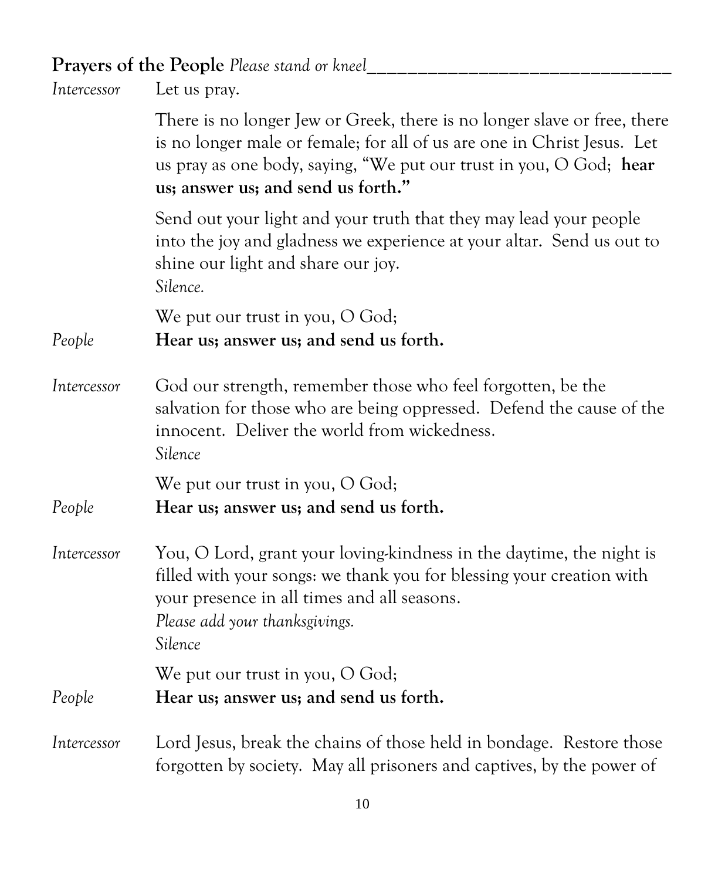**Prayers of the People** *Please stand or kneel*

*Intercessor* Let us pray.

There is no longer Jew or Greek, there is no longer slave or free, there is no longer male or female; for all of us are one in Christ Jesus. Let us pray as one body, saying, "We put our trust in you, O God; **hear us; answer us; and send us forth."**

Send out your light and your truth that they may lead your people into the joy and gladness we experience at your altar. Send us out to shine our light and share our joy.
*Silence.*

We put our trust in you, O God;

*People* **Hear us; answer us; and send us forth.**

*Intercessor* God our strength, remember those who feel forgotten, be the salvation for those who are being oppressed. Defend the cause of the innocent. Deliver the world from wickedness.
*Silence*

We put our trust in you, O God;

*People* **Hear us; answer us; and send us forth.**

*Intercessor* You, O Lord, grant your loving-kindness in the daytime, the night is filled with your songs: we thank you for blessing your creation with your presence in all times and all seasons.
*Please add your thanksgivings.*
*Silence*

We put our trust in you, O God;

*People* **Hear us; answer us; and send us forth.**

*Intercessor* Lord Jesus, break the chains of those held in bondage. Restore those forgotten by society. May all prisoners and captives, by the power of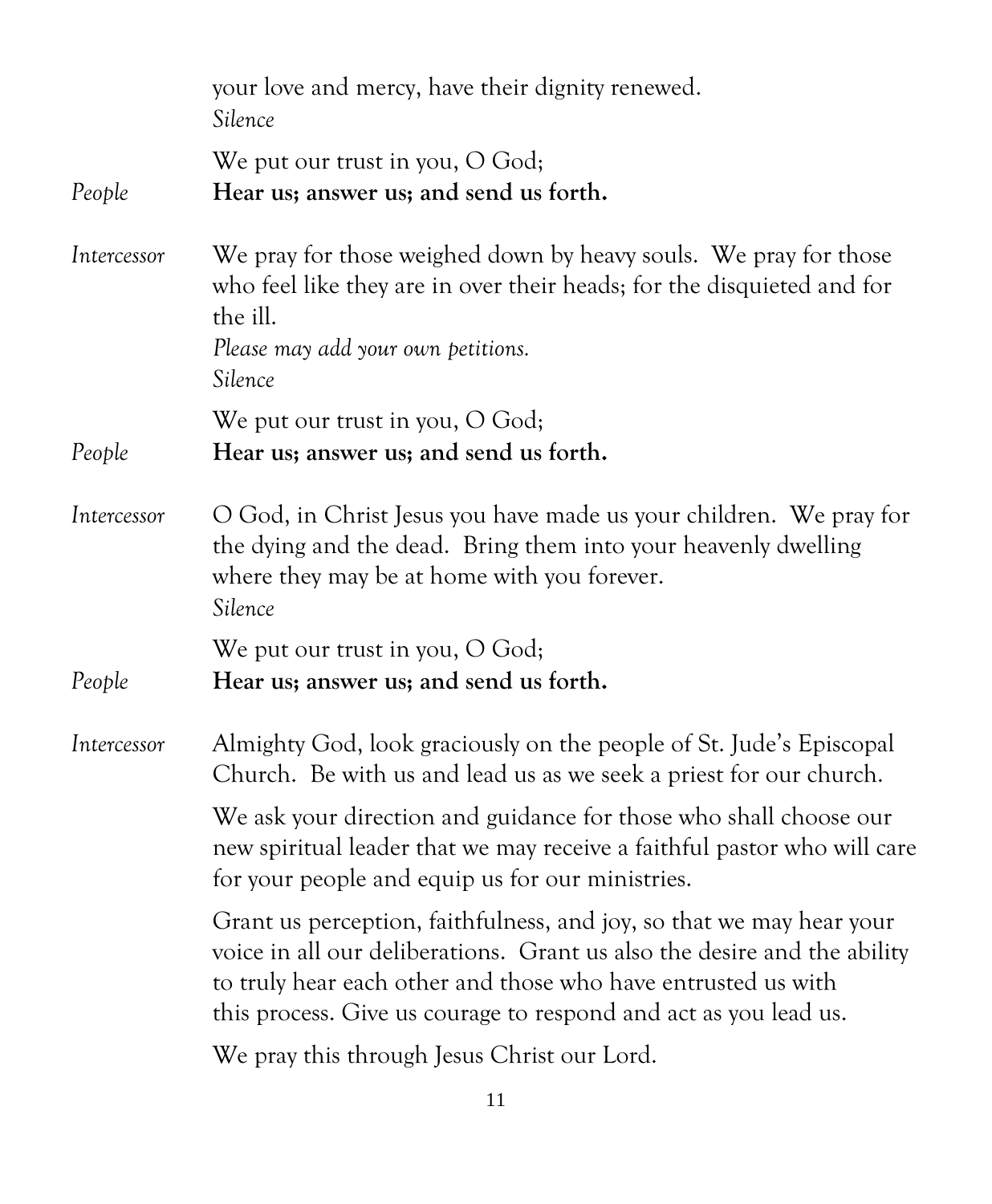your love and mercy, have their dignity renewed.
*Silence*

We put our trust in you, O God;

*People* **Hear us; answer us; and send us forth.**

*Intercessor* We pray for those weighed down by heavy souls. We pray for those who feel like they are in over their heads; for the disquieted and for the ill.
*Please may add your own petitions.*
*Silence*

We put our trust in you, O God;

*People* **Hear us; answer us; and send us forth.**

*Intercessor* O God, in Christ Jesus you have made us your children. We pray for the dying and the dead. Bring them into your heavenly dwelling where they may be at home with you forever.
*Silence*

We put our trust in you, O God;

*People* **Hear us; answer us; and send us forth.**

*Intercessor* Almighty God, look graciously on the people of St. Jude's Episcopal Church. Be with us and lead us as we seek a priest for our church.

We ask your direction and guidance for those who shall choose our new spiritual leader that we may receive a faithful pastor who will care for your people and equip us for our ministries.

Grant us perception, faithfulness, and joy, so that we may hear your voice in all our deliberations. Grant us also the desire and the ability to truly hear each other and those who have entrusted us with this process. Give us courage to respond and act as you lead us.

We pray this through Jesus Christ our Lord.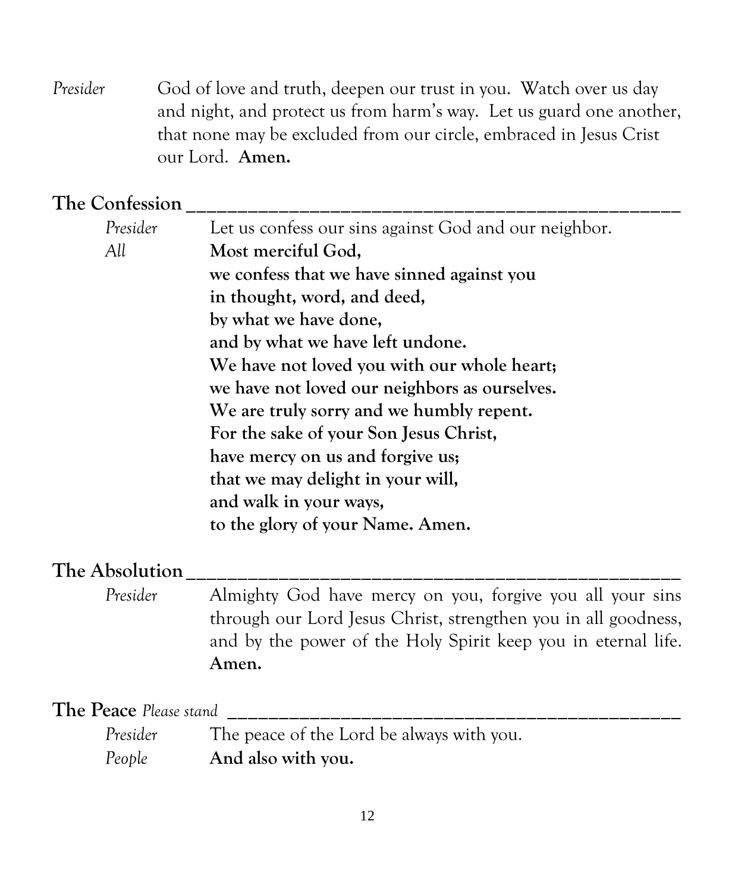*Presider* God of love and truth, deepen our trust in you. Watch over us day and night, and protect us from harm's way. Let us guard one another, that none may be excluded from our circle, embraced in Jesus Crist our Lord. **Amen.**

## The Confession

*Presider* Let us confess our sins against God and our neighbor.

*All* **Most merciful God,**
**we confess that we have sinned against you**
**in thought, word, and deed,**
**by what we have done,**
**and by what we have left undone.**
**We have not loved you with our whole heart;**
**we have not loved our neighbors as ourselves.**
**We are truly sorry and we humbly repent.**
**For the sake of your Son Jesus Christ,**
**have mercy on us and forgive us;**
**that we may delight in your will,**
**and walk in your ways,**
**to the glory of your Name. Amen.**

## The Absolution

*Presider* Almighty God have mercy on you, forgive you all your sins through our Lord Jesus Christ, strengthen you in all goodness, and by the power of the Holy Spirit keep you in eternal life. **Amen.**

## The Peace *Please stand*

*Presider* The peace of the Lord be always with you.

*People* **And also with you.**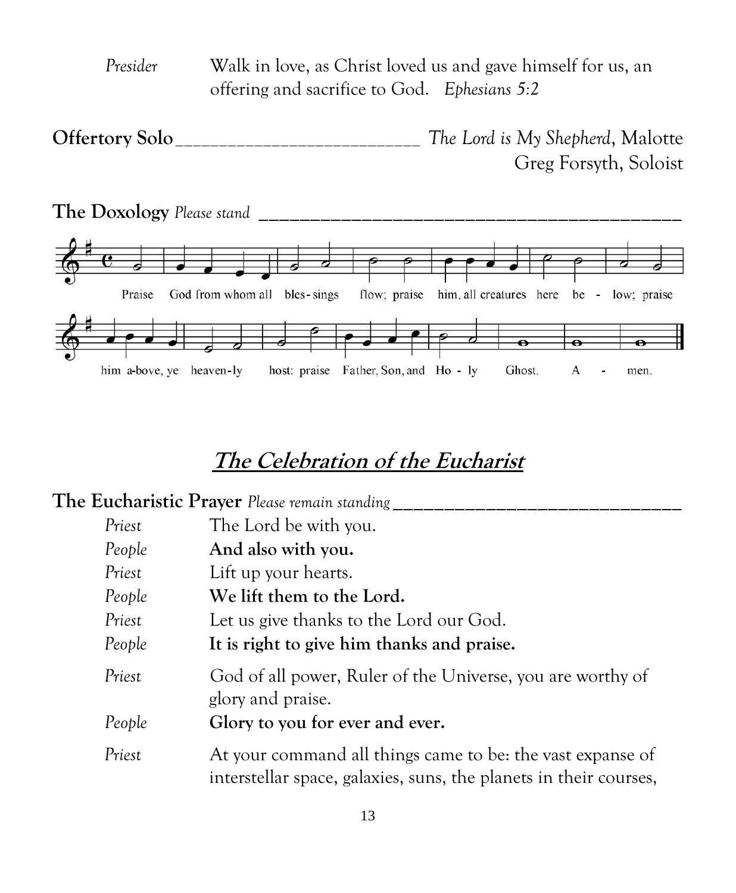*Presider* Walk in love, as Christ loved us and gave himself for us, an offering and sacrifice to God. *Ephesians 5:2*

**Offertory Solo** *The Lord is My Shepherd*, Malotte
Greg Forsyth, Soloist

**The Doxology** *Please stand*

Praise God from whom all bles-sings flow; praise him, all creatures here be - low; praise him a-bove, ye heaven-ly host: praise Father, Son, and Ho - ly Ghost. A - men.

## *The Celebration of the Eucharist*

**The Eucharistic Prayer** *Please remain standing*

*Priest* The Lord be with you.
*People* **And also with you.**
*Priest* Lift up your hearts.
*People* **We lift them to the Lord.**
*Priest* Let us give thanks to the Lord our God.
*People* **It is right to give him thanks and praise.**
*Priest* God of all power, Ruler of the Universe, you are worthy of glory and praise.
*People* **Glory to you for ever and ever.**
*Priest* At your command all things came to be: the vast expanse of interstellar space, galaxies, suns, the planets in their courses,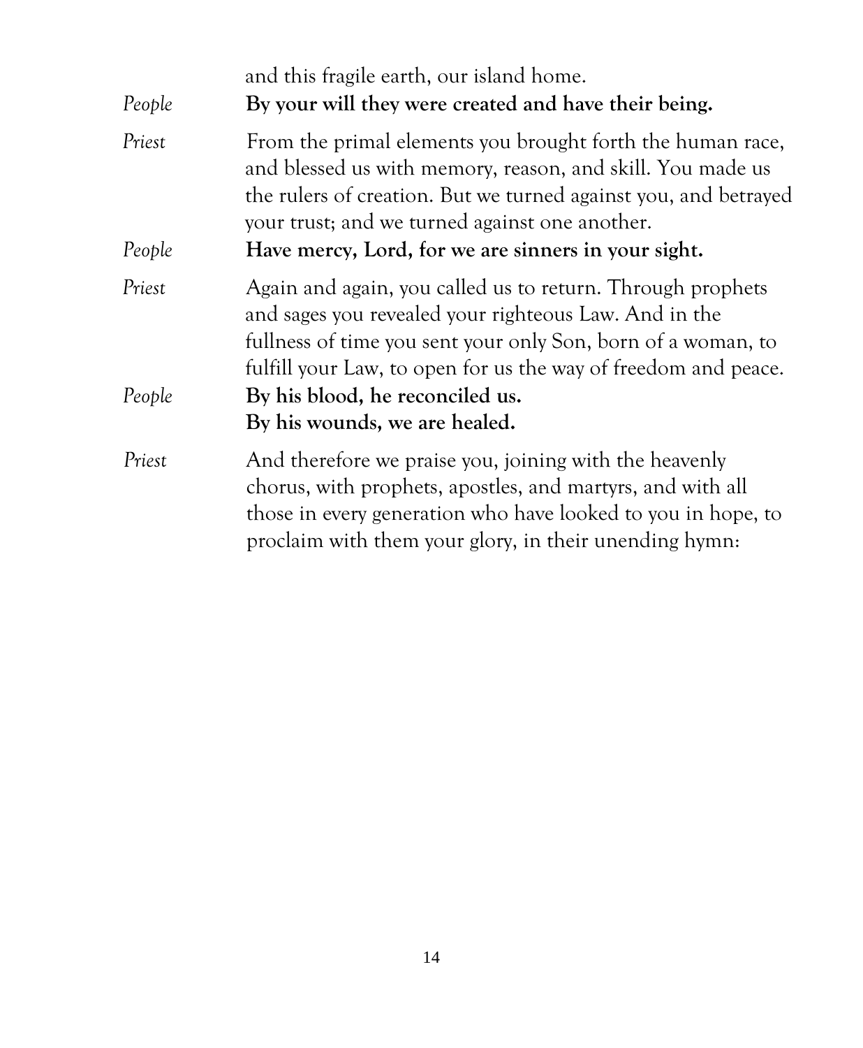and this fragile earth, our island home.

*People* **By your will they were created and have their being.**

*Priest* From the primal elements you brought forth the human race, and blessed us with memory, reason, and skill. You made us the rulers of creation. But we turned against you, and betrayed your trust; and we turned against one another.

*People* **Have mercy, Lord, for we are sinners in your sight.**

*Priest* Again and again, you called us to return. Through prophets and sages you revealed your righteous Law. And in the fullness of time you sent your only Son, born of a woman, to fulfill your Law, to open for us the way of freedom and peace.

*People* **By his blood, he reconciled us.**
**By his wounds, we are healed.**

*Priest* And therefore we praise you, joining with the heavenly chorus, with prophets, apostles, and martyrs, and with all those in every generation who have looked to you in hope, to proclaim with them your glory, in their unending hymn: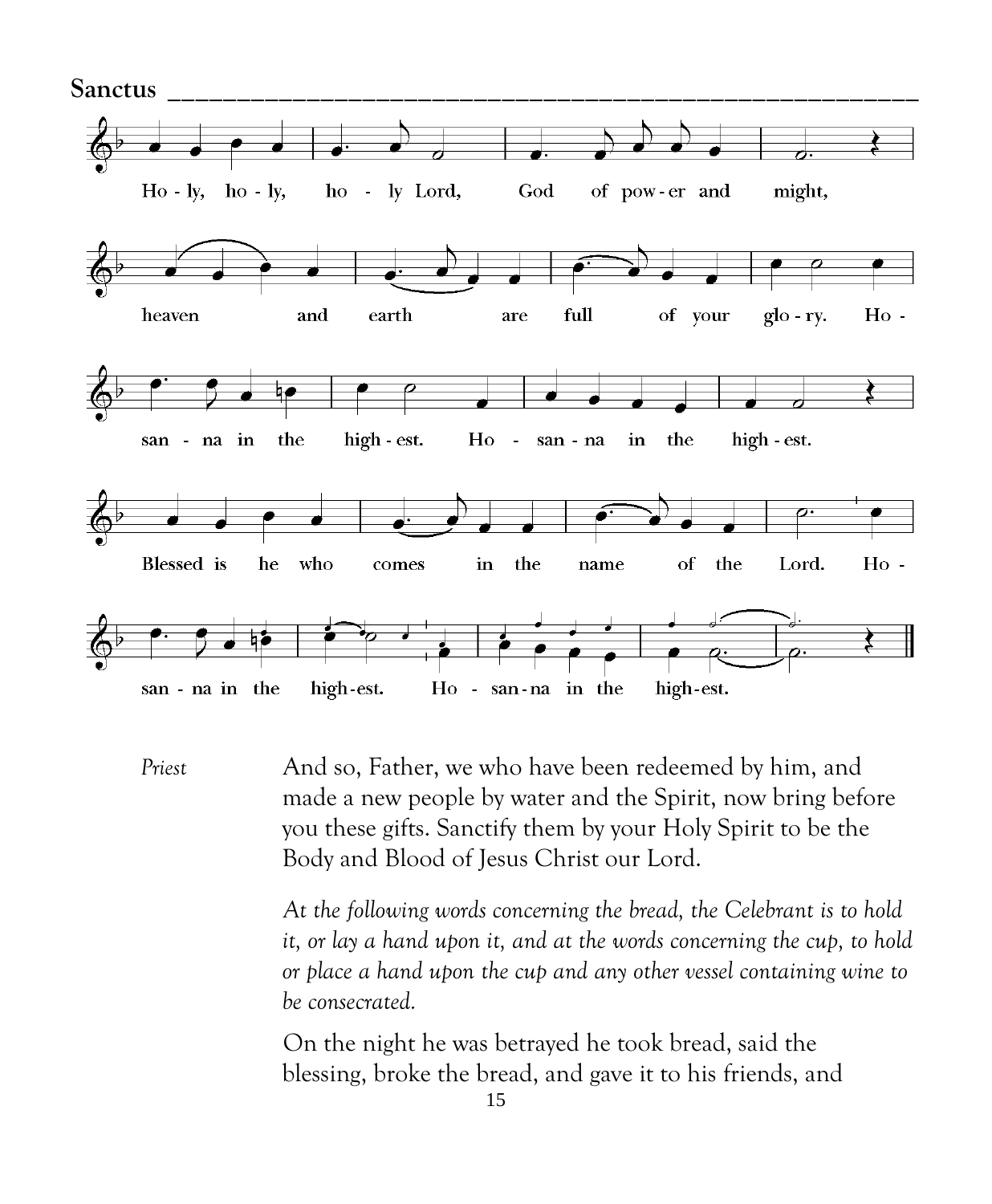## Sanctus

Ho - ly, ho - ly, ho - ly Lord, God of pow - er and might,
heaven and earth are full of your glo - ry. Ho -
san - na in the high - est. Ho - san - na in the high - est.
Blessed is he who comes in the name of the Lord. Ho -
san - na in the high - est. Ho - san - na in the high - est.

*Priest* And so, Father, we who have been redeemed by him, and made a new people by water and the Spirit, now bring before you these gifts. Sanctify them by your Holy Spirit to be the Body and Blood of Jesus Christ our Lord.

*At the following words concerning the bread, the Celebrant is to hold it, or lay a hand upon it, and at the words concerning the cup, to hold or place a hand upon the cup and any other vessel containing wine to be consecrated.*

On the night he was betrayed he took bread, said the blessing, broke the bread, and gave it to his friends, and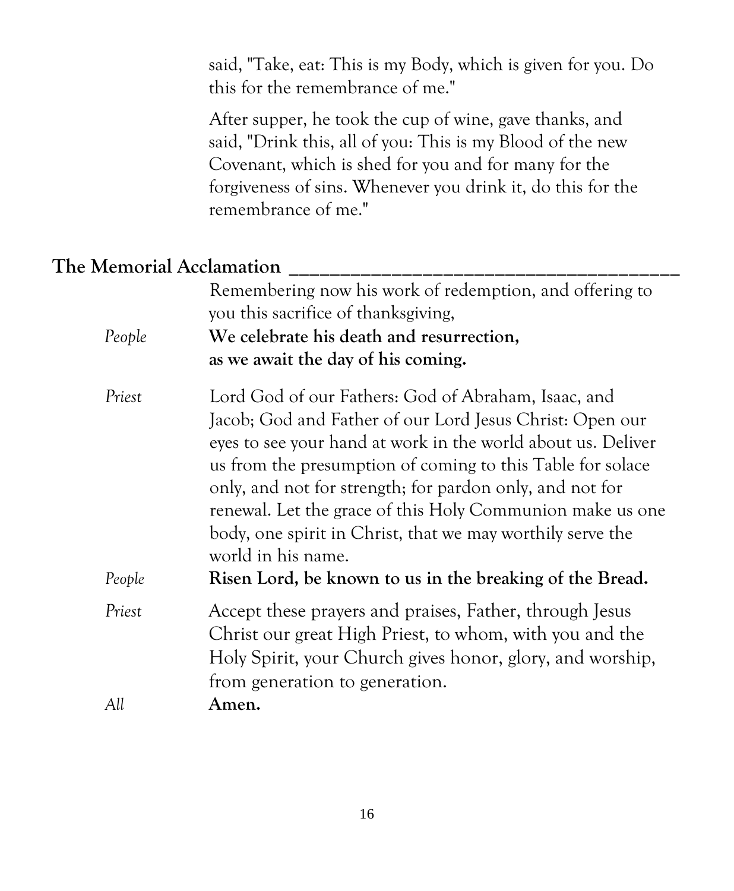said, "Take, eat: This is my Body, which is given for you. Do this for the remembrance of me."

After supper, he took the cup of wine, gave thanks, and said, "Drink this, all of you: This is my Blood of the new Covenant, which is shed for you and for many for the forgiveness of sins. Whenever you drink it, do this for the remembrance of me."

## The Memorial Acclamation

Remembering now his work of redemption, and offering to you this sacrifice of thanksgiving,

*People* **We celebrate his death and resurrection, as we await the day of his coming.**

*Priest* Lord God of our Fathers: God of Abraham, Isaac, and Jacob; God and Father of our Lord Jesus Christ: Open our eyes to see your hand at work in the world about us. Deliver us from the presumption of coming to this Table for solace only, and not for strength; for pardon only, and not for renewal. Let the grace of this Holy Communion make us one body, one spirit in Christ, that we may worthily serve the world in his name.

*People* **Risen Lord, be known to us in the breaking of the Bread.**

*Priest* Accept these prayers and praises, Father, through Jesus Christ our great High Priest, to whom, with you and the Holy Spirit, your Church gives honor, glory, and worship, from generation to generation.

*All* **Amen.**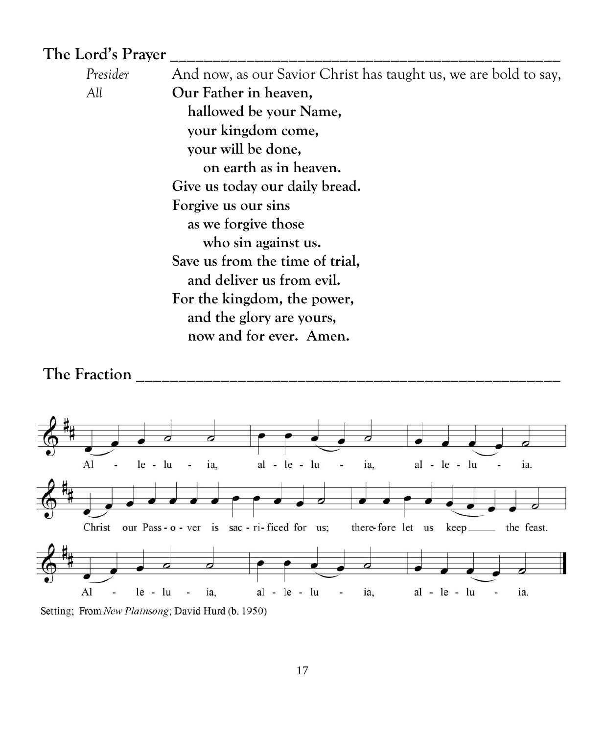## The Lord's Prayer

*Presider* And now, as our Savior Christ has taught us, we are bold to say,

*All* **Our Father in heaven,**
**hallowed be your Name,**
**your kingdom come,**
**your will be done,**
**on earth as in heaven.**
**Give us today our daily bread.**
**Forgive us our sins**
**as we forgive those**
**who sin against us.**
**Save us from the time of trial,**
**and deliver us from evil.**
**For the kingdom, the power,**
**and the glory are yours,**
**now and for ever. Amen.**

## The Fraction

Al - le - lu - ia, al - le - lu - ia, al - le - lu - ia.

Christ our Pass - o - ver is sac - ri - ficed for us; there-fore let us keep ___ the feast.

Al - le - lu - ia, al - le - lu - ia, al - le - lu - ia.

Setting; From *New Plainsong*; David Hurd (b. 1950)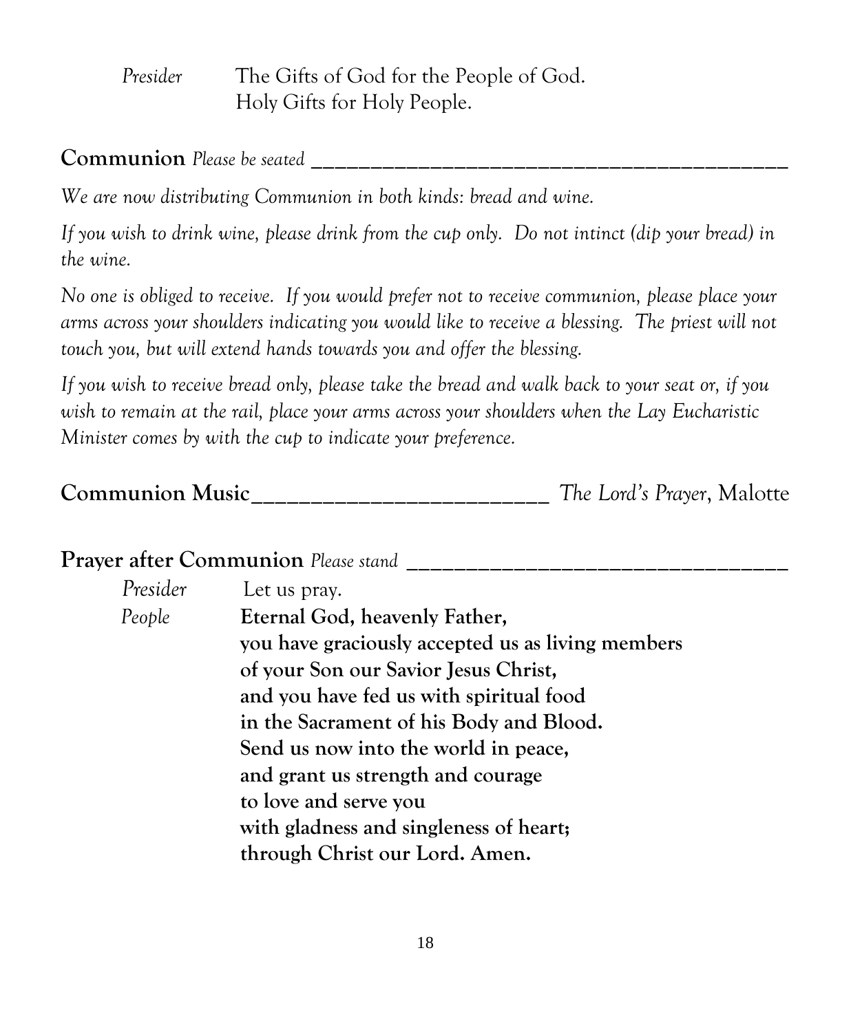*Presider* The Gifts of God for the People of God.
Holy Gifts for Holy People.

**Communion** *Please be seated*

*We are now distributing Communion in both kinds: bread and wine.*

*If you wish to drink wine, please drink from the cup only. Do not intinct (dip your bread) in the wine.*

*No one is obliged to receive. If you would prefer not to receive communion, please place your arms across your shoulders indicating you would like to receive a blessing. The priest will not touch you, but will extend hands towards you and offer the blessing.*

*If you wish to receive bread only, please take the bread and walk back to your seat or, if you wish to remain at the rail, place your arms across your shoulders when the Lay Eucharistic Minister comes by with the cup to indicate your preference.*

**Communion Music** *The Lord's Prayer*, Malotte

**Prayer after Communion** *Please stand*

*Presider* Let us pray.

*People* **Eternal God, heavenly Father,
you have graciously accepted us as living members
of your Son our Savior Jesus Christ,
and you have fed us with spiritual food
in the Sacrament of his Body and Blood.
Send us now into the world in peace,
and grant us strength and courage
to love and serve you
with gladness and singleness of heart;
through Christ our Lord. Amen.**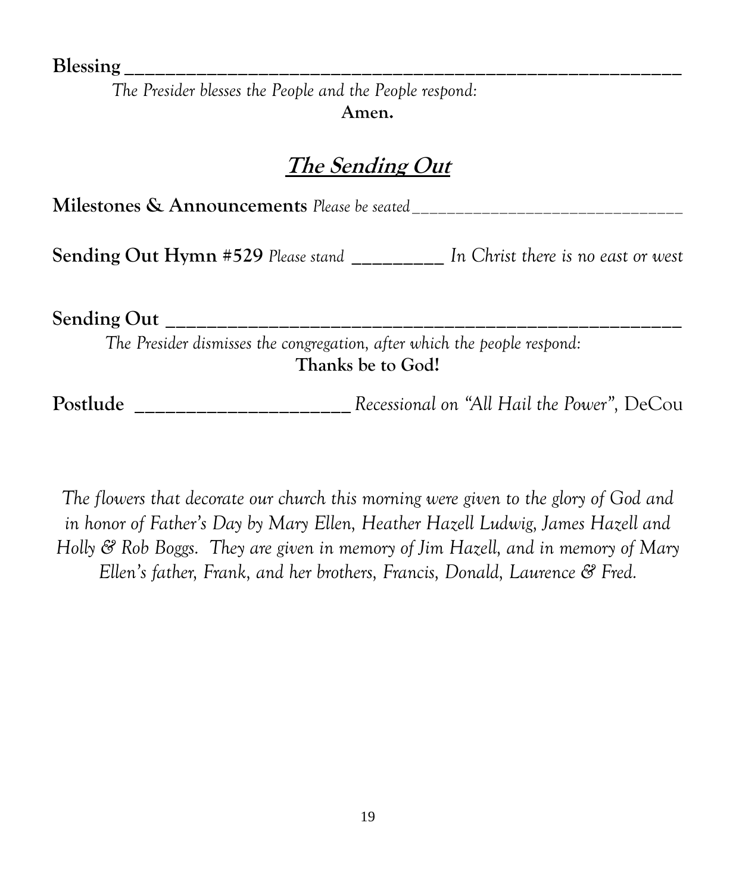**Blessing** ______________________________________________

*The Presider blesses the People and the People respond:*

**Amen.**

## ***The Sending Out***

**Milestones & Announcements** *Please be seated* ______________________________

**Sending Out Hymn #529** *Please stand* __________ *In Christ there is no east or west*

**Sending Out** ______________________________________________

*The Presider dismisses the congregation, after which the people respond:*

**Thanks be to God!**

**Postlude** ______________________ *Recessional on "All Hail the Power"*, DeCou

*The flowers that decorate our church this morning were given to the glory of God and in honor of Father's Day by Mary Ellen, Heather Hazell Ludwig, James Hazell and Holly & Rob Boggs. They are given in memory of Jim Hazell, and in memory of Mary Ellen's father, Frank, and her brothers, Francis, Donald, Laurence & Fred.*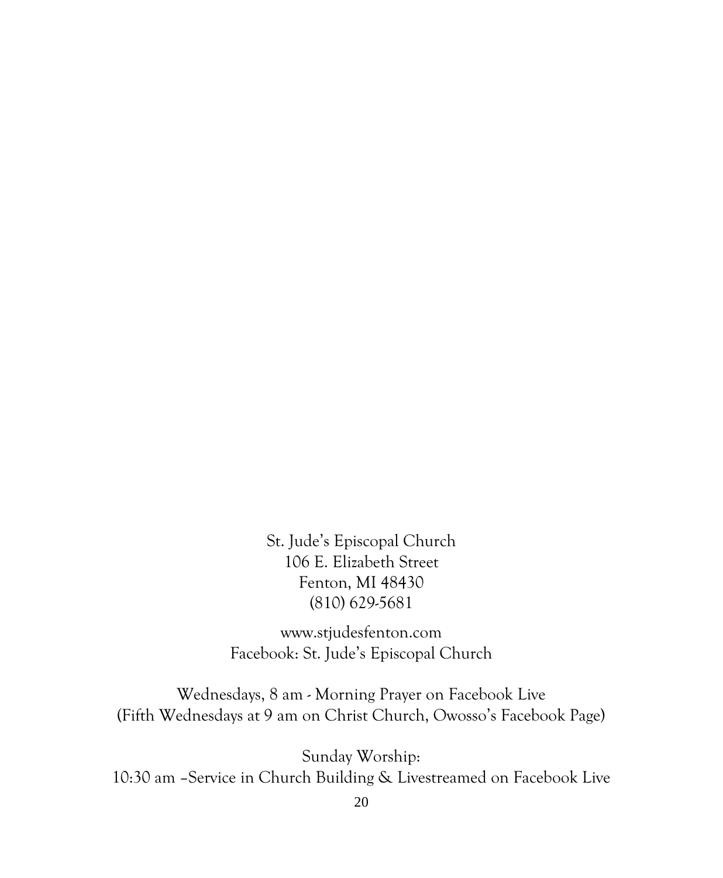St. Jude's Episcopal Church
106 E. Elizabeth Street
Fenton, MI 48430
(810) 629-5681

www.stjudesfenton.com
Facebook: St. Jude's Episcopal Church

Wednesdays, 8 am - Morning Prayer on Facebook Live
(Fifth Wednesdays at 9 am on Christ Church, Owosso's Facebook Page)

Sunday Worship:
10:30 am –Service in Church Building & Livestreamed on Facebook Live